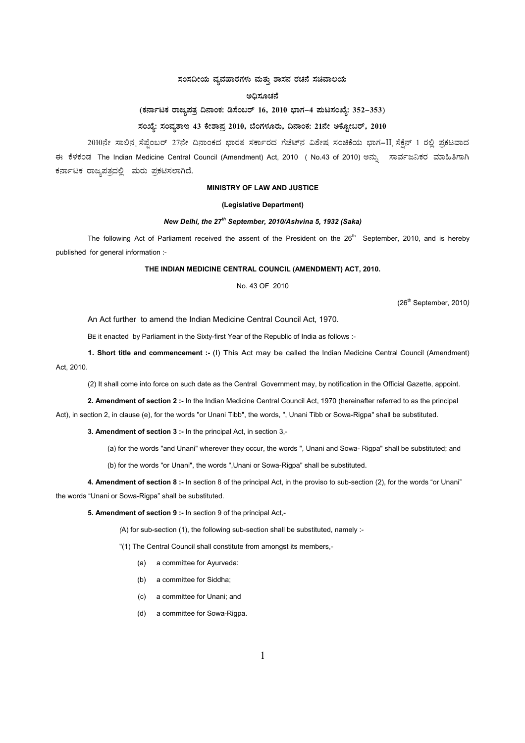**ಸಂಸದೀಯ ವ್ಯವಹಾರಗಳು ಮತ್ತು ಶಾಸನ ರಚನೆ ಸಚಿವಾಲಯ**

**ಅಧಿಸೂಚನೆ**

**(ಕರ್ನಾಟಕ ರಾಜ್ಯಪತ್ರ ದಿನಾಂಕ: ಡಿಸೆಂಬರ್ 16, 2010 ಭಾಗ–4 ಪುಟಸಂಖ್ಯೆ: 352–353)**

**ಸಂಖ್ಯೆ: ಸಂವ್ಯಶಾಇ 43 ಕೇಶಾಪ್ರ 2010, ಬೆಂಗಳೂರು, ದಿನಾಂಕ: 21ನೇ ಅಕ್ಟೋಬರ್, 2010**

2010ನೇ ಸಾಲಿನ ಸೆಪ್ಟೆಂಬರ್ 27ನೇ ದಿನಾಂಕದ ಭಾರತ ಸರ್ಕಾರದ ಗೆಜೆಟ್‌ನ ವಿಶೇಷ ಸಂಚಿಕೆಯ ಭಾಗ-II ಸೆಕ್ಷೆನ್ 1 ರಲ್ಲಿ ಪ್ರಕಟವಾದ ಈ ಕೆಳಕಂಡ The Indian Medicine Central Council (Amendment) Act, 2010 ( No.43 of 2010) ಅನ್ನು ಸಾರ್ವಜನಿಕರ ಮಾಹಿತಿಗಾಗಿ ಕರ್ನಾಟಕ ರಾಜ್ಯಪತ್ರದಲ್ಲಿ ಮರು ಪ್ರಕಟಿಸಲಾಗಿದೆ.

**MINISTRY OF LAW AND JUSTICE**

**(Legislative Department)**

***New Delhi, the 27th September, 2010/Ashvina 5, 1932 (Saka)***

The following Act of Parliament received the assent of the President on the 26th September, 2010, and is hereby published for general information :-

**THE INDIAN MEDICINE CENTRAL COUNCIL (AMENDMENT) ACT, 2010.**

No. 43 OF 2010

(26th September, 2010)

An Act further to amend the Indian Medicine Central Council Act, 1970.

BE it enacted by Parliament in the Sixty-first Year of the Republic of India as follows :-

**1. Short title and commencement :-** (I) This Act may be called the Indian Medicine Central Council (Amendment) Act, 2010.

(2) It shall come into force on such date as the Central Government may, by notification in the Official Gazette, appoint.

**2. Amendment of section 2 :-** In the Indian Medicine Central Council Act, 1970 (hereinafter referred to as the principal Act), in section 2, in clause (e), for the words "or Unani Tibb", the words, ", Unani Tibb or Sowa-Rigpa" shall be substituted.

**3. Amendment of section 3 :-** In the principal Act, in section 3,-

(a) for the words "and Unani" wherever they occur, the words ", Unani and Sowa- Rigpa" shall be substituted; and

(b) for the words "or Unani", the words ",Unani or Sowa-Rigpa" shall be substituted.

**4. Amendment of section 8 :-** In section 8 of the principal Act, in the proviso to sub-section (2), for the words "or Unani" the words "Unani or Sowa-Rigpa" shall be substituted.

**5. Amendment of section 9 :-** In section 9 of the principal Act,-

(A) for sub-section (1), the following sub-section shall be substituted, namely :-

"(1) The Central Council shall constitute from amongst its members,-

(a) a committee for Ayurveda:

(b) a committee for Siddha;

(c) a committee for Unani; and

(d) a committee for Sowa-Rigpa.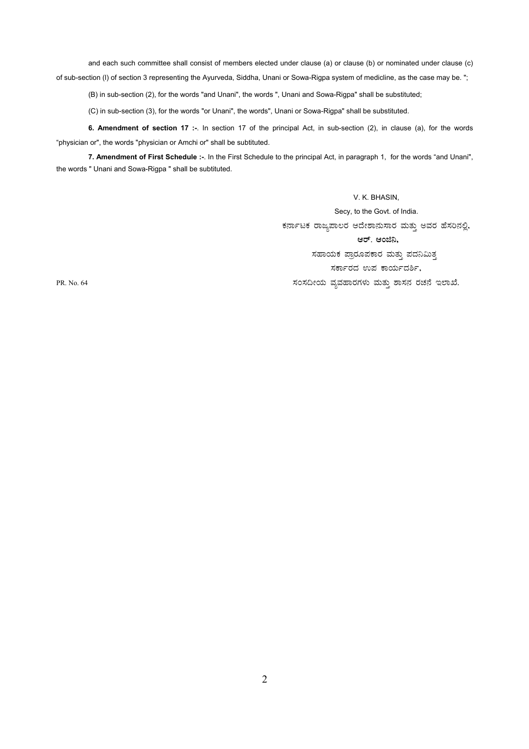and each such committee shall consist of members elected under clause (a) or clause (b) or nominated under clause (c) of sub-section (l) of section 3 representing the Ayurveda, Siddha, Unani or Sowa-Rigpa system of medicline, as the case may be. ";

(B) in sub-section (2), for the words "and Unani", the words ", Unani and Sowa-Rigpa" shall be substituted;

(C) in sub-section (3), for the words "or Unani", the words", Unani or Sowa-Rigpa" shall be substituted.

**6. Amendment of section 17 :-**. In section 17 of the principal Act, in sub-section (2), in clause (a), for the words "physician or", the words "physician or Amchi or" shall be subtituted.

**7. Amendment of First Schedule :-**. In the First Schedule to the principal Act, in paragraph 1, for the words "and Unani", the words " Unani and Sowa-Rigpa " shall be subtituted.

V. K. BHASIN,

Secy, to the Govt. of India.

ಕರ್ನಾಟಕ ರಾಜ್ಯಪಾಲರ ಆದೇಶಾನುಸಾರ ಮತ್ತು ಅವರ ಹೆಸರಿನಲ್ಲಿ,

**ಆರ್. ಆಂಜಿನಿ,**

ಸಹಾಯಕ ಪ್ರಾರೂಪಕಾರ ಮತ್ತು ಪದನಿಮಿತ್ತ

ಸರ್ಕಾರದ ಉಪ ಕಾರ್ಯದರ್ಶಿ,

ಸಂಸದೀಯ ವ್ಯವಹಾರಗಳು ಮತ್ತು ಶಾಸನ ರಚನೆ ಇಲಾಖೆ.

PR. No. 64